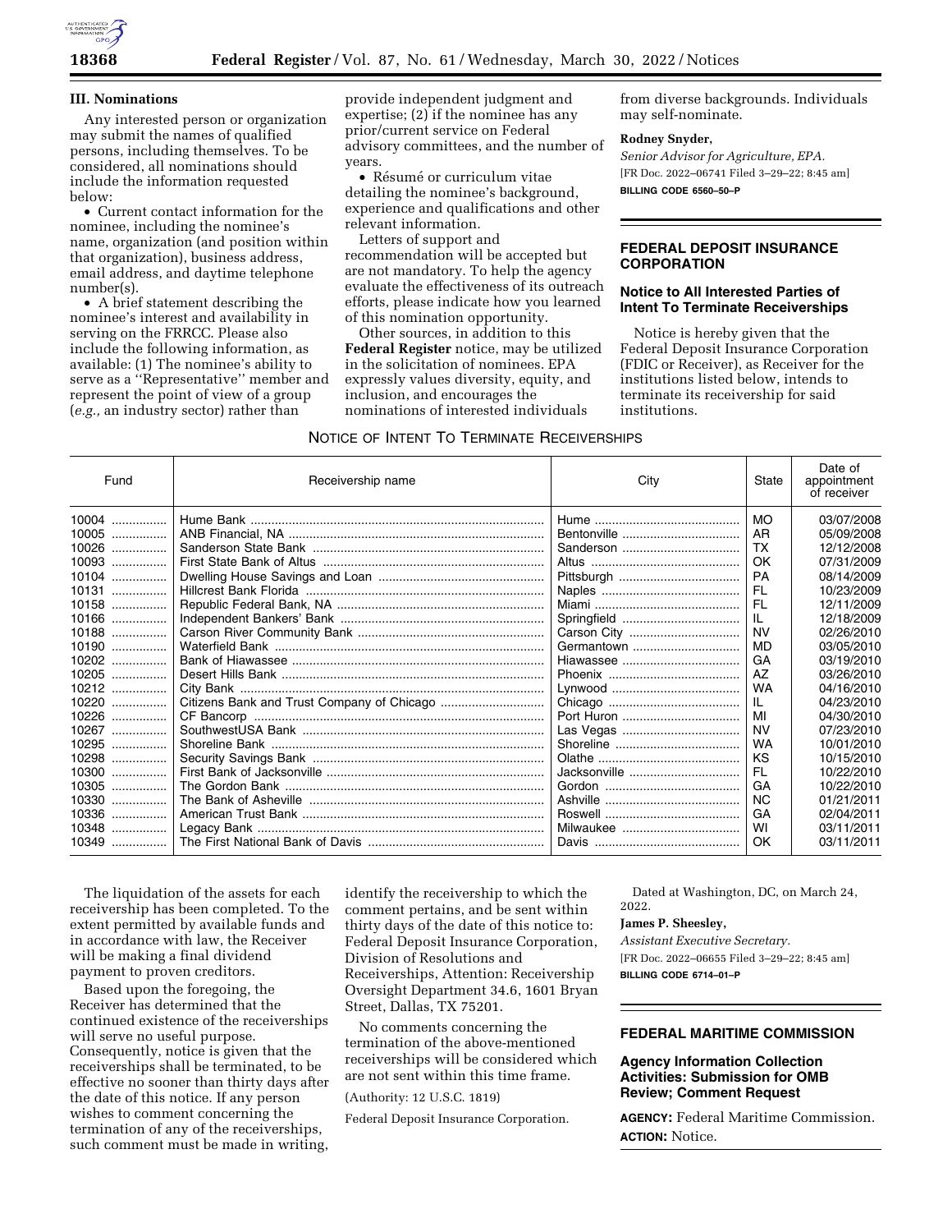### III. Nominations

Any interested person or organization may submit the names of qualified persons, including themselves. To be considered, all nominations should include the information requested below:

- Current contact information for the nominee, including the nominee's name, organization (and position within that organization), business address, email address, and daytime telephone number(s).
- A brief statement describing the nominee's interest and availability in serving on the FRRCC. Please also include the following information, as available: (1) The nominee's ability to serve as a ''Representative'' member and represent the point of view of a group (*e.g.,* an industry sector) rather than provide independent judgment and expertise; (2) if the nominee has any prior/current service on Federal advisory committees, and the number of years.
- Résumé or curriculum vitae detailing the nominee's background, experience and qualifications and other relevant information.

Letters of support and recommendation will be accepted but are not mandatory. To help the agency evaluate the effectiveness of its outreach efforts, please indicate how you learned of this nomination opportunity.

Other sources, in addition to this **Federal Register** notice, may be utilized in the solicitation of nominees. EPA expressly values diversity, equity, and inclusion, and encourages the nominations of interested individuals from diverse backgrounds. Individuals may self-nominate.

**Rodney Snyder,**

*Senior Advisor for Agriculture, EPA.*

[FR Doc. 2022–06741 Filed 3–29–22; 8:45 am]

**BILLING CODE 6560–50–P**

## FEDERAL DEPOSIT INSURANCE CORPORATION

### Notice to All Interested Parties of Intent To Terminate Receiverships

Notice is hereby given that the Federal Deposit Insurance Corporation (FDIC or Receiver), as Receiver for the institutions listed below, intends to terminate its receivership for said institutions.

NOTICE OF INTENT TO TERMINATE RECEIVERSHIPS

| Fund | Receivership name | City | State | Date of appointment of receiver |
|---|---|---|---|---|
| 10004 | Hume Bank | Hume | MO | 03/07/2008 |
| 10005 | ANB Financial, NA | Bentonville | AR | 05/09/2008 |
| 10026 | Sanderson State Bank | Sanderson | TX | 12/12/2008 |
| 10093 | First State Bank of Altus | Altus | OK | 07/31/2009 |
| 10104 | Dwelling House Savings and Loan | Pittsburgh | PA | 08/14/2009 |
| 10131 | Hillcrest Bank Florida | Naples | FL | 10/23/2009 |
| 10158 | Republic Federal Bank, NA | Miami | FL | 12/11/2009 |
| 10166 | Independent Bankers' Bank | Springfield | IL | 12/18/2009 |
| 10188 | Carson River Community Bank | Carson City | NV | 02/26/2010 |
| 10190 | Waterfield Bank | Germantown | MD | 03/05/2010 |
| 10202 | Bank of Hiawassee | Hiawassee | GA | 03/19/2010 |
| 10205 | Desert Hills Bank | Phoenix | AZ | 03/26/2010 |
| 10212 | City Bank | Lynwood | WA | 04/16/2010 |
| 10220 | Citizens Bank and Trust Company of Chicago | Chicago | IL | 04/23/2010 |
| 10226 | CF Bancorp | Port Huron | MI | 04/30/2010 |
| 10267 | SouthwestUSA Bank | Las Vegas | NV | 07/23/2010 |
| 10295 | Shoreline Bank | Shoreline | WA | 10/01/2010 |
| 10298 | Security Savings Bank | Olathe | KS | 10/15/2010 |
| 10300 | First Bank of Jacksonville | Jacksonville | FL | 10/22/2010 |
| 10305 | The Gordon Bank | Gordon | GA | 10/22/2010 |
| 10330 | The Bank of Asheville | Ashville | NC | 01/21/2011 |
| 10336 | American Trust Bank | Roswell | GA | 02/04/2011 |
| 10348 | Legacy Bank | Milwaukee | WI | 03/11/2011 |
| 10349 | The First National Bank of Davis | Davis | OK | 03/11/2011 |

The liquidation of the assets for each receivership has been completed. To the extent permitted by available funds and in accordance with law, the Receiver will be making a final dividend payment to proven creditors.

Based upon the foregoing, the Receiver has determined that the continued existence of the receiverships will serve no useful purpose. Consequently, notice is given that the receiverships shall be terminated, to be effective no sooner than thirty days after the date of this notice. If any person wishes to comment concerning the termination of any of the receiverships, such comment must be made in writing, identify the receivership to which the comment pertains, and be sent within thirty days of the date of this notice to: Federal Deposit Insurance Corporation, Division of Resolutions and Receiverships, Attention: Receivership Oversight Department 34.6, 1601 Bryan Street, Dallas, TX 75201.

No comments concerning the termination of the above-mentioned receiverships will be considered which are not sent within this time frame.

(Authority: 12 U.S.C. 1819)

Federal Deposit Insurance Corporation.

Dated at Washington, DC, on March 24, 2022.

**James P. Sheesley,**

*Assistant Executive Secretary.*

[FR Doc. 2022–06655 Filed 3–29–22; 8:45 am]

**BILLING CODE 6714–01–P**

## FEDERAL MARITIME COMMISSION

### Agency Information Collection Activities: Submission for OMB Review; Comment Request

**AGENCY:** Federal Maritime Commission.

**ACTION:** Notice.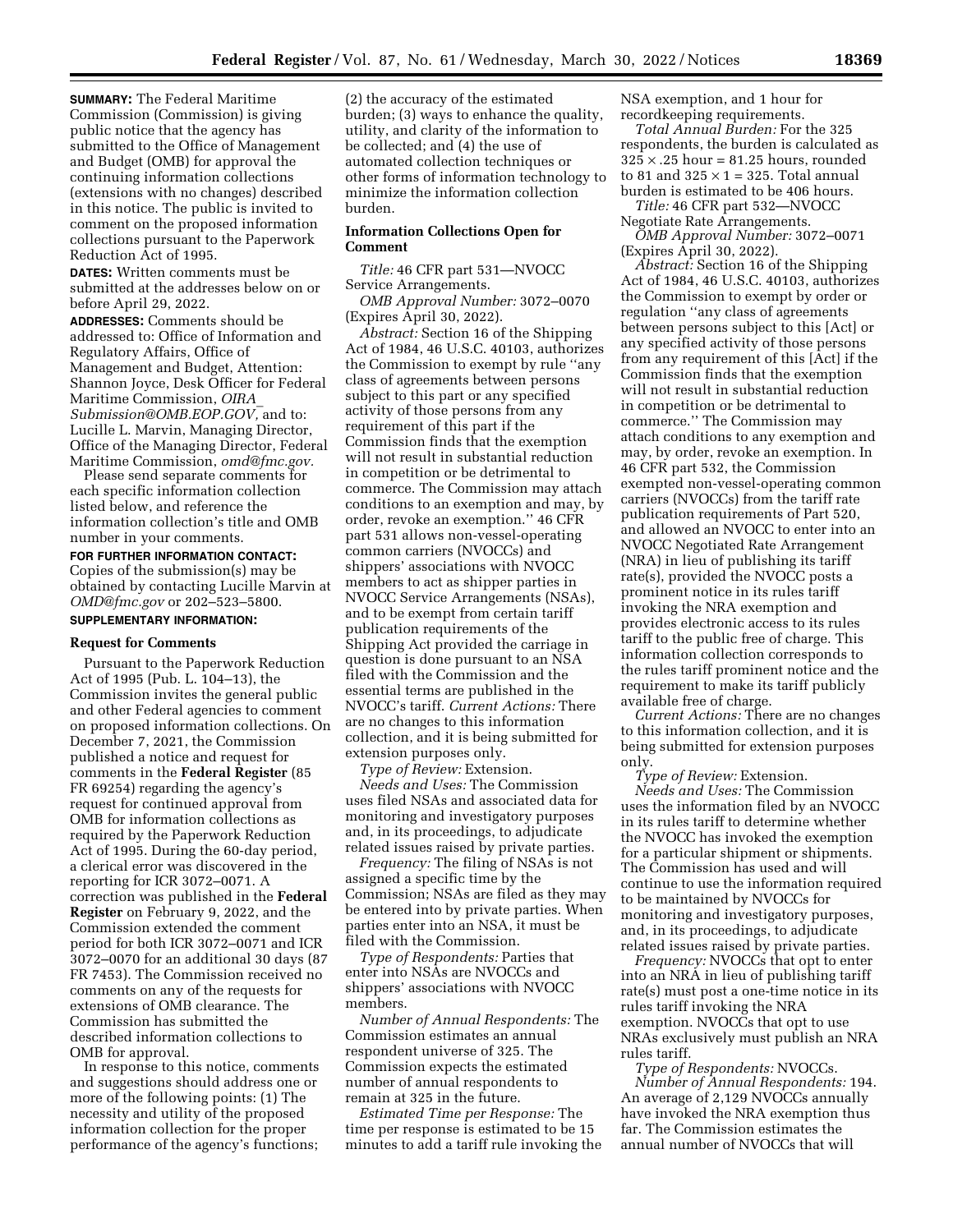**SUMMARY:** The Federal Maritime Commission (Commission) is giving public notice that the agency has submitted to the Office of Management and Budget (OMB) for approval the continuing information collections (extensions with no changes) described in this notice. The public is invited to comment on the proposed information collections pursuant to the Paperwork Reduction Act of 1995.

**DATES:** Written comments must be submitted at the addresses below on or before April 29, 2022.

**ADDRESSES:** Comments should be addressed to: Office of Information and Regulatory Affairs, Office of Management and Budget, Attention: Shannon Joyce, Desk Officer for Federal Maritime Commission, *OIRA_Submission@OMB.EOP.GOV,* and to: Lucille L. Marvin, Managing Director, Office of the Managing Director, Federal Maritime Commission, *omd@fmc.gov.*

Please send separate comments for each specific information collection listed below, and reference the information collection's title and OMB number in your comments.

**FOR FURTHER INFORMATION CONTACT:** Copies of the submission(s) may be obtained by contacting Lucille Marvin at *OMD@fmc.gov* or 202–523–5800.

**SUPPLEMENTARY INFORMATION:**

**Request for Comments**

Pursuant to the Paperwork Reduction Act of 1995 (Pub. L. 104–13), the Commission invites the general public and other Federal agencies to comment on proposed information collections. On December 7, 2021, the Commission published a notice and request for comments in the **Federal Register** (85 FR 69254) regarding the agency's request for continued approval from OMB for information collections as required by the Paperwork Reduction Act of 1995. During the 60-day period, a clerical error was discovered in the reporting for ICR 3072–0071. A correction was published in the **Federal Register** on February 9, 2022, and the Commission extended the comment period for both ICR 3072–0071 and ICR 3072–0070 for an additional 30 days (87 FR 7453). The Commission received no comments on any of the requests for extensions of OMB clearance. The Commission has submitted the described information collections to OMB for approval.

In response to this notice, comments and suggestions should address one or more of the following points: (1) The necessity and utility of the proposed information collection for the proper performance of the agency's functions; (2) the accuracy of the estimated burden; (3) ways to enhance the quality, utility, and clarity of the information to be collected; and (4) the use of automated collection techniques or other forms of information technology to minimize the information collection burden.

**Information Collections Open for Comment**

*Title:* 46 CFR part 531—NVOCC Service Arrangements.

*OMB Approval Number:* 3072–0070 (Expires April 30, 2022).

*Abstract:* Section 16 of the Shipping Act of 1984, 46 U.S.C. 40103, authorizes the Commission to exempt by rule "any class of agreements between persons subject to this part or any specified activity of those persons from any requirement of this part if the Commission finds that the exemption will not result in substantial reduction in competition or be detrimental to commerce. The Commission may attach conditions to an exemption and may, by order, revoke an exemption." 46 CFR part 531 allows non-vessel-operating common carriers (NVOCCs) and shippers' associations with NVOCC members to act as shipper parties in NVOCC Service Arrangements (NSAs), and to be exempt from certain tariff publication requirements of the Shipping Act provided the carriage in question is done pursuant to an NSA filed with the Commission and the essential terms are published in the NVOCC's tariff. *Current Actions:* There are no changes to this information collection, and it is being submitted for extension purposes only.

*Type of Review:* Extension.

*Needs and Uses:* The Commission uses filed NSAs and associated data for monitoring and investigatory purposes and, in its proceedings, to adjudicate related issues raised by private parties.

*Frequency:* The filing of NSAs is not assigned a specific time by the Commission; NSAs are filed as they may be entered into by private parties. When parties enter into an NSA, it must be filed with the Commission.

*Type of Respondents:* Parties that enter into NSAs are NVOCCs and shippers' associations with NVOCC members.

*Number of Annual Respondents:* The Commission estimates an annual respondent universe of 325. The Commission expects the estimated number of annual respondents to remain at 325 in the future.

*Estimated Time per Response:* The time per response is estimated to be 15 minutes to add a tariff rule invoking the NSA exemption, and 1 hour for recordkeeping requirements.

*Total Annual Burden:* For the 325 respondents, the burden is calculated as $325 \times .25$ hour = 81.25 hours, rounded to 81 and $325 \times 1 = 325$. Total annual burden is estimated to be 406 hours.

*Title:* 46 CFR part 532—NVOCC Negotiate Rate Arrangements.

*OMB Approval Number:* 3072–0071 (Expires April 30, 2022).

*Abstract:* Section 16 of the Shipping Act of 1984, 46 U.S.C. 40103, authorizes the Commission to exempt by order or regulation "any class of agreements between persons subject to this [Act] or any specified activity of those persons from any requirement of this [Act] if the Commission finds that the exemption will not result in substantial reduction in competition or be detrimental to commerce." The Commission may attach conditions to any exemption and may, by order, revoke an exemption. In 46 CFR part 532, the Commission exempted non-vessel-operating common carriers (NVOCCs) from the tariff rate publication requirements of Part 520, and allowed an NVOCC to enter into an NVOCC Negotiated Rate Arrangement (NRA) in lieu of publishing its tariff rate(s), provided the NVOCC posts a prominent notice in its rules tariff invoking the NRA exemption and provides electronic access to its rules tariff to the public free of charge. This information collection corresponds to the rules tariff prominent notice and the requirement to make its tariff publicly available free of charge.

*Current Actions:* There are no changes to this information collection, and it is being submitted for extension purposes only.

*Type of Review:* Extension.

*Needs and Uses:* The Commission uses the information filed by an NVOCC in its rules tariff to determine whether the NVOCC has invoked the exemption for a particular shipment or shipments. The Commission has used and will continue to use the information required to be maintained by NVOCCs for monitoring and investigatory purposes, and, in its proceedings, to adjudicate related issues raised by private parties.

*Frequency:* NVOCCs that opt to enter into an NRA in lieu of publishing tariff rate(s) must post a one-time notice in its rules tariff invoking the NRA exemption. NVOCCs that opt to use NRAs exclusively must publish an NRA rules tariff.

*Type of Respondents:* NVOCCs.

*Number of Annual Respondents:* 194. An average of 2,129 NVOCCs annually have invoked the NRA exemption thus far. The Commission estimates the annual number of NVOCCs that will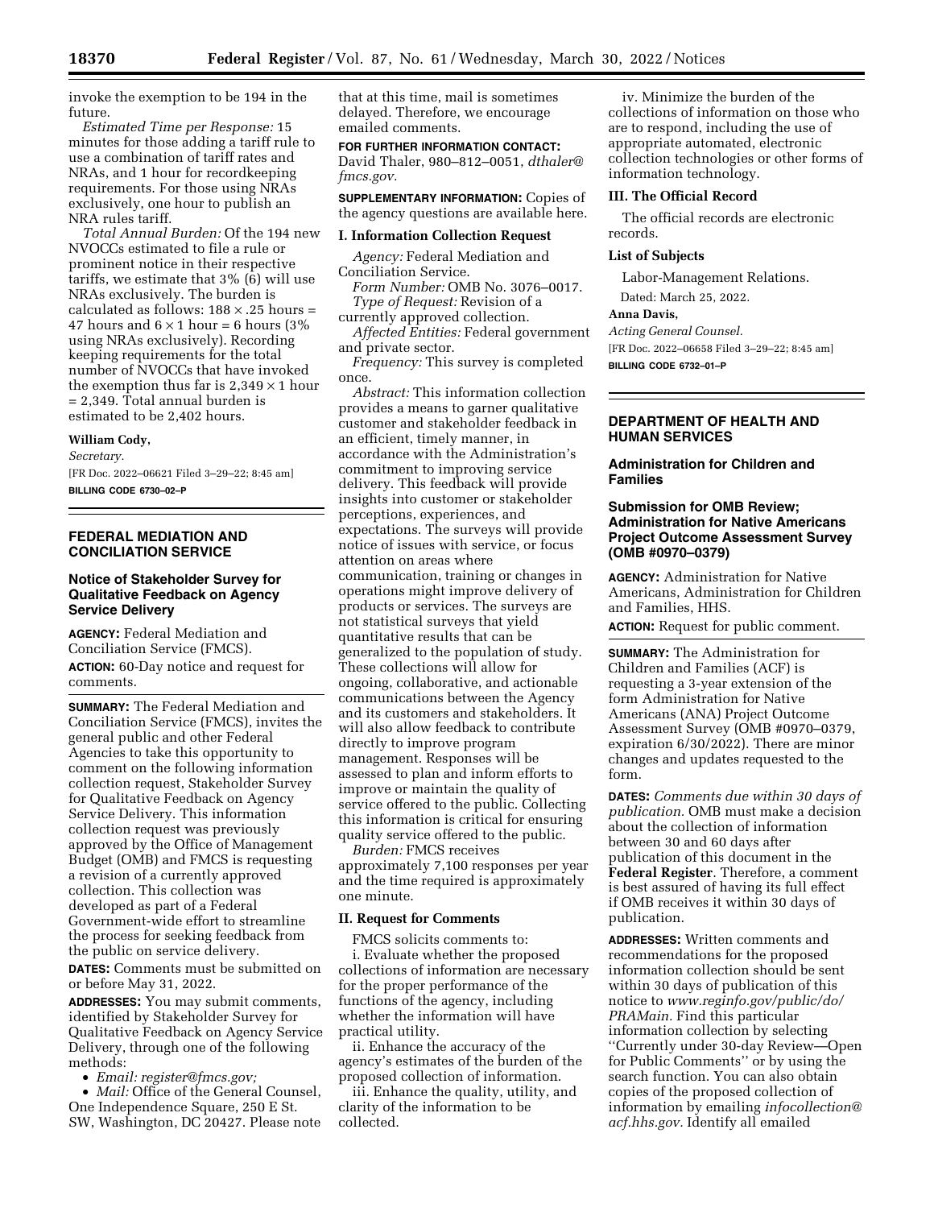invoke the exemption to be 194 in the future.

*Estimated Time per Response:* 15 minutes for those adding a tariff rule to use a combination of tariff rates and NRAs, and 1 hour for recordkeeping requirements. For those using NRAs exclusively, one hour to publish an NRA rules tariff.

*Total Annual Burden:* Of the 194 new NVOCCs estimated to file a rule or prominent notice in their respective tariffs, we estimate that 3% (6) will use NRAs exclusively. The burden is calculated as follows: $188 \times .25$ hours = 47 hours and $6 \times 1$ hour = 6 hours (3% using NRAs exclusively). Recording keeping requirements for the total number of NVOCCs that have invoked the exemption thus far is $2,349 \times 1$ hour = 2,349. Total annual burden is estimated to be 2,402 hours.

**William Cody,**

*Secretary.*

[FR Doc. 2022–06621 Filed 3–29–22; 8:45 am]

**BILLING CODE 6730–02–P**

## FEDERAL MEDIATION AND CONCILIATION SERVICE

### Notice of Stakeholder Survey for Qualitative Feedback on Agency Service Delivery

**AGENCY:** Federal Mediation and Conciliation Service (FMCS).

**ACTION:** 60-Day notice and request for comments.

**SUMMARY:** The Federal Mediation and Conciliation Service (FMCS), invites the general public and other Federal Agencies to take this opportunity to comment on the following information collection request, Stakeholder Survey for Qualitative Feedback on Agency Service Delivery. This information collection request was previously approved by the Office of Management Budget (OMB) and FMCS is requesting a revision of a currently approved collection. This collection was developed as part of a Federal Government-wide effort to streamline the process for seeking feedback from the public on service delivery.

**DATES:** Comments must be submitted on or before May 31, 2022.

**ADDRESSES:** You may submit comments, identified by Stakeholder Survey for Qualitative Feedback on Agency Service Delivery, through one of the following methods:

- *Email: register@fmcs.gov;*
- *Mail:* Office of the General Counsel, One Independence Square, 250 E St. SW, Washington, DC 20427. Please note that at this time, mail is sometimes delayed. Therefore, we encourage emailed comments.

**FOR FURTHER INFORMATION CONTACT:** David Thaler, 980–812–0051, *dthaler@fmcs.gov.*

**SUPPLEMENTARY INFORMATION:** Copies of the agency questions are available here.

#### I. Information Collection Request

*Agency:* Federal Mediation and Conciliation Service.

*Form Number:* OMB No. 3076–0017.

*Type of Request:* Revision of a currently approved collection.

*Affected Entities:* Federal government and private sector.

*Frequency:* This survey is completed once.

*Abstract:* This information collection provides a means to garner qualitative customer and stakeholder feedback in an efficient, timely manner, in accordance with the Administration's commitment to improving service delivery. This feedback will provide insights into customer or stakeholder perceptions, experiences, and expectations. The surveys will provide notice of issues with service, or focus attention on areas where communication, training or changes in operations might improve delivery of products or services. The surveys are not statistical surveys that yield quantitative results that can be generalized to the population of study. These collections will allow for ongoing, collaborative, and actionable communications between the Agency and its customers and stakeholders. It will also allow feedback to contribute directly to improve program management. Responses will be assessed to plan and inform efforts to improve or maintain the quality of service offered to the public. Collecting this information is critical for ensuring quality service offered to the public.

*Burden:* FMCS receives approximately 7,100 responses per year and the time required is approximately one minute.

#### II. Request for Comments

FMCS solicits comments to:

i. Evaluate whether the proposed collections of information are necessary for the proper performance of the functions of the agency, including whether the information will have practical utility.

ii. Enhance the accuracy of the agency's estimates of the burden of the proposed collection of information.

iii. Enhance the quality, utility, and clarity of the information to be collected.

iv. Minimize the burden of the collections of information on those who are to respond, including the use of appropriate automated, electronic collection technologies or other forms of information technology.

#### III. The Official Record

The official records are electronic records.

#### List of Subjects

Labor-Management Relations.

Dated: March 25, 2022.

**Anna Davis,**

*Acting General Counsel.*

[FR Doc. 2022–06658 Filed 3–29–22; 8:45 am]

**BILLING CODE 6732–01–P**

## DEPARTMENT OF HEALTH AND HUMAN SERVICES

### Administration for Children and Families

### Submission for OMB Review; Administration for Native Americans Project Outcome Assessment Survey (OMB #0970–0379)

**AGENCY:** Administration for Native Americans, Administration for Children and Families, HHS.

**ACTION:** Request for public comment.

**SUMMARY:** The Administration for Children and Families (ACF) is requesting a 3-year extension of the form Administration for Native Americans (ANA) Project Outcome Assessment Survey (OMB #0970–0379, expiration 6/30/2022). There are minor changes and updates requested to the form.

**DATES:** *Comments due within 30 days of publication.* OMB must make a decision about the collection of information between 30 and 60 days after publication of this document in the **Federal Register**. Therefore, a comment is best assured of having its full effect if OMB receives it within 30 days of publication.

**ADDRESSES:** Written comments and recommendations for the proposed information collection should be sent within 30 days of publication of this notice to *www.reginfo.gov/public/do/PRAMain.* Find this particular information collection by selecting ''Currently under 30-day Review—Open for Public Comments'' or by using the search function. You can also obtain copies of the proposed collection of information by emailing *infocollection@acf.hhs.gov.* Identify all emailed